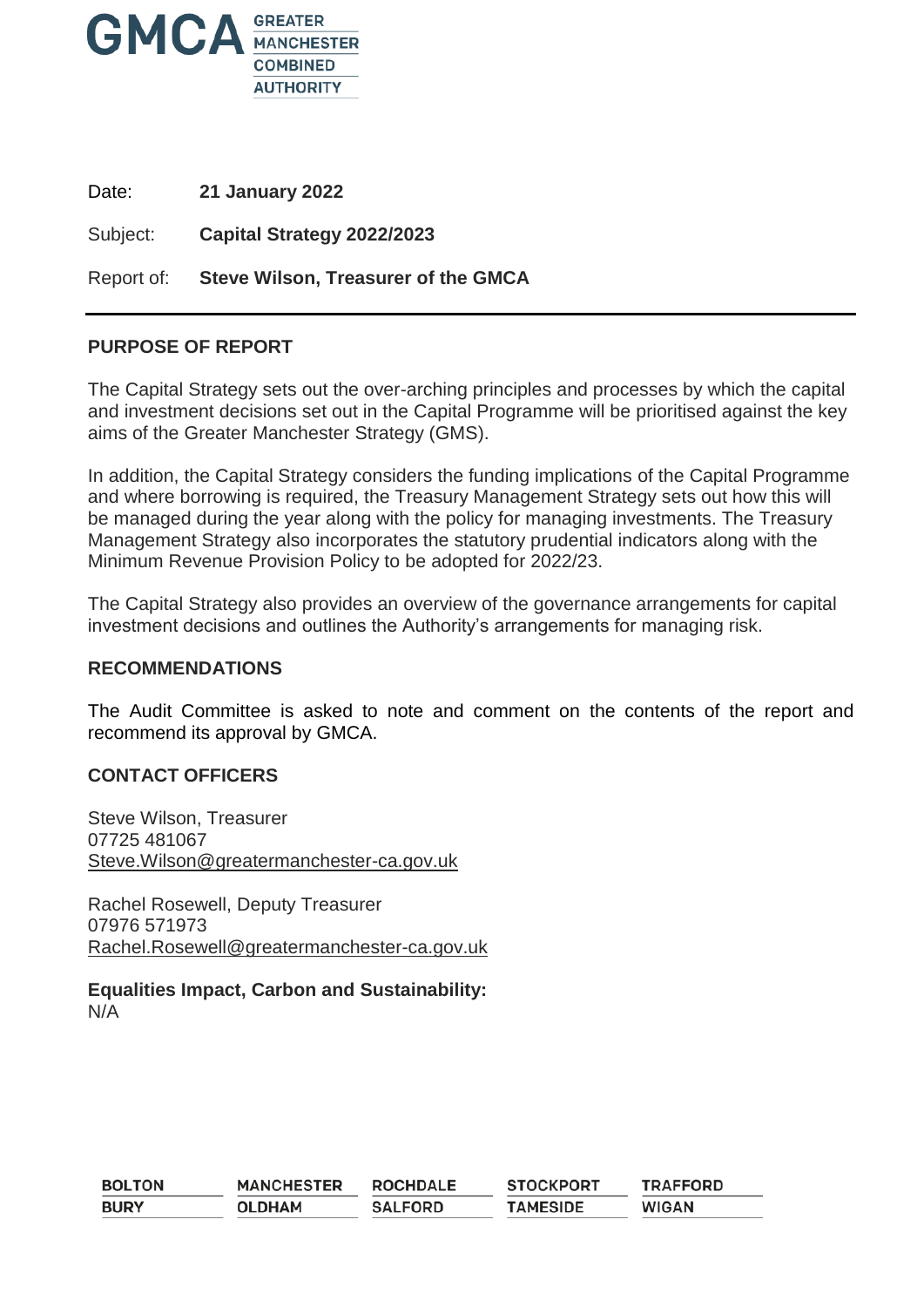GMCA GREATER MANCHESTER COMBINED AUTHORITY

Date: **21 January 2022**

Subject: **Capital Strategy 2022/2023**

Report of: **Steve Wilson, Treasurer of the GMCA**

---

## PURPOSE OF REPORT

The Capital Strategy sets out the over-arching principles and processes by which the capital and investment decisions set out in the Capital Programme will be prioritised against the key aims of the Greater Manchester Strategy (GMS).

In addition, the Capital Strategy considers the funding implications of the Capital Programme and where borrowing is required, the Treasury Management Strategy sets out how this will be managed during the year along with the policy for managing investments. The Treasury Management Strategy also incorporates the statutory prudential indicators along with the Minimum Revenue Provision Policy to be adopted for 2022/23.

The Capital Strategy also provides an overview of the governance arrangements for capital investment decisions and outlines the Authority's arrangements for managing risk.

## RECOMMENDATIONS

The Audit Committee is asked to note and comment on the contents of the report and recommend its approval by GMCA.

## CONTACT OFFICERS

Steve Wilson, Treasurer
07725 481067
Steve.Wilson@greatermanchester-ca.gov.uk

Rachel Rosewell, Deputy Treasurer
07976 571973
Rachel.Rosewell@greatermanchester-ca.gov.uk

**Equalities Impact, Carbon and Sustainability:**
N/A

| BOLTON | MANCHESTER | ROCHDALE | STOCKPORT | TRAFFORD |
|---|---|---|---|---|
| BURY | OLDHAM | SALFORD | TAMESIDE | WIGAN |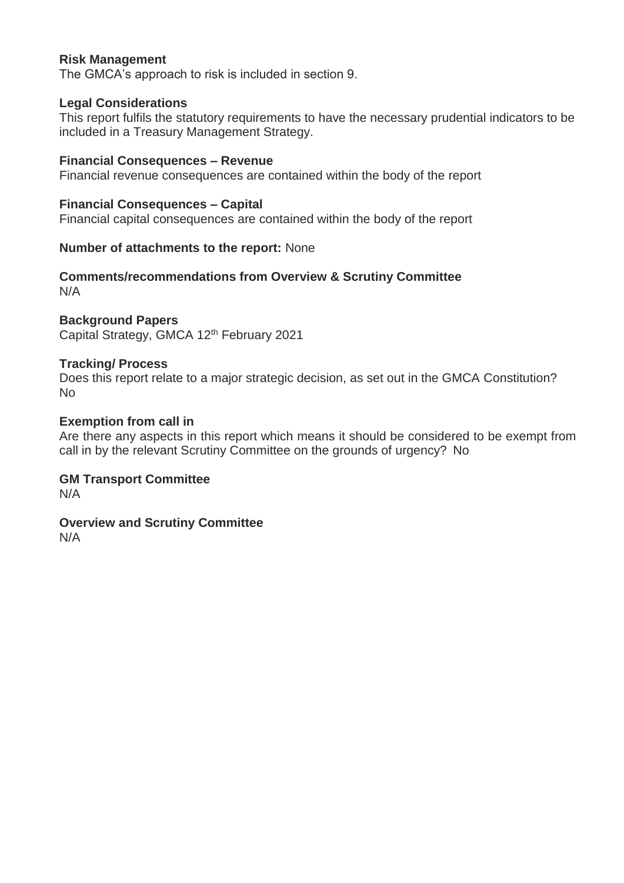**Risk Management**
The GMCA's approach to risk is included in section 9.

**Legal Considerations**
This report fulfils the statutory requirements to have the necessary prudential indicators to be included in a Treasury Management Strategy.

**Financial Consequences – Revenue**
Financial revenue consequences are contained within the body of the report

**Financial Consequences – Capital**
Financial capital consequences are contained within the body of the report

**Number of attachments to the report:** None

**Comments/recommendations from Overview & Scrutiny Committee**
N/A

**Background Papers**
Capital Strategy, GMCA 12th February 2021

**Tracking/ Process**
Does this report relate to a major strategic decision, as set out in the GMCA Constitution?
No

**Exemption from call in**
Are there any aspects in this report which means it should be considered to be exempt from call in by the relevant Scrutiny Committee on the grounds of urgency? No

**GM Transport Committee**
N/A

**Overview and Scrutiny Committee**
N/A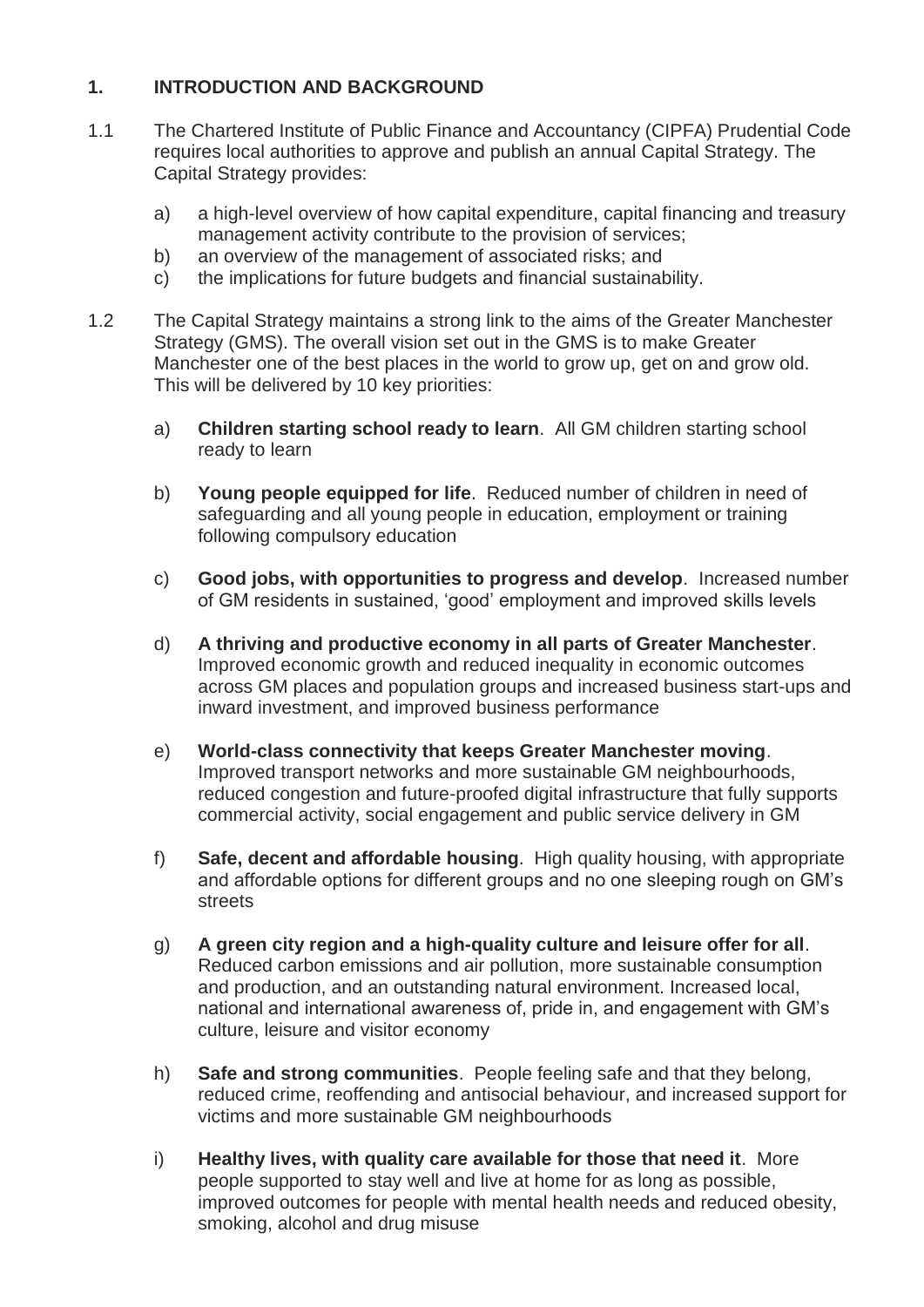## 1. INTRODUCTION AND BACKGROUND

1.1 The Chartered Institute of Public Finance and Accountancy (CIPFA) Prudential Code requires local authorities to approve and publish an annual Capital Strategy. The Capital Strategy provides:

a) a high-level overview of how capital expenditure, capital financing and treasury management activity contribute to the provision of services;
b) an overview of the management of associated risks; and
c) the implications for future budgets and financial sustainability.

1.2 The Capital Strategy maintains a strong link to the aims of the Greater Manchester Strategy (GMS). The overall vision set out in the GMS is to make Greater Manchester one of the best places in the world to grow up, get on and grow old. This will be delivered by 10 key priorities:

a) **Children starting school ready to learn**. All GM children starting school ready to learn

b) **Young people equipped for life**. Reduced number of children in need of safeguarding and all young people in education, employment or training following compulsory education

c) **Good jobs, with opportunities to progress and develop**. Increased number of GM residents in sustained, 'good' employment and improved skills levels

d) **A thriving and productive economy in all parts of Greater Manchester**. Improved economic growth and reduced inequality in economic outcomes across GM places and population groups and increased business start-ups and inward investment, and improved business performance

e) **World-class connectivity that keeps Greater Manchester moving**. Improved transport networks and more sustainable GM neighbourhoods, reduced congestion and future-proofed digital infrastructure that fully supports commercial activity, social engagement and public service delivery in GM

f) **Safe, decent and affordable housing**. High quality housing, with appropriate and affordable options for different groups and no one sleeping rough on GM's streets

g) **A green city region and a high-quality culture and leisure offer for all**. Reduced carbon emissions and air pollution, more sustainable consumption and production, and an outstanding natural environment. Increased local, national and international awareness of, pride in, and engagement with GM's culture, leisure and visitor economy

h) **Safe and strong communities**. People feeling safe and that they belong, reduced crime, reoffending and antisocial behaviour, and increased support for victims and more sustainable GM neighbourhoods

i) **Healthy lives, with quality care available for those that need it**. More people supported to stay well and live at home for as long as possible, improved outcomes for people with mental health needs and reduced obesity, smoking, alcohol and drug misuse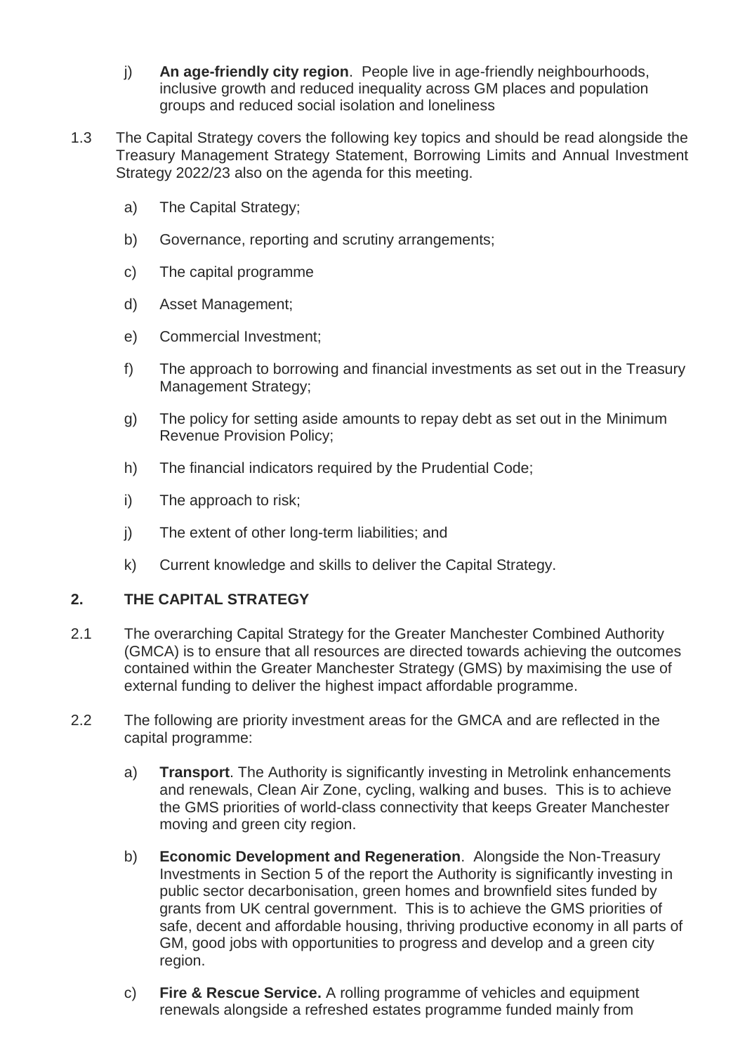j) **An age-friendly city region**. People live in age-friendly neighbourhoods, inclusive growth and reduced inequality across GM places and population groups and reduced social isolation and loneliness

1.3 The Capital Strategy covers the following key topics and should be read alongside the Treasury Management Strategy Statement, Borrowing Limits and Annual Investment Strategy 2022/23 also on the agenda for this meeting.

a) The Capital Strategy;

b) Governance, reporting and scrutiny arrangements;

c) The capital programme

d) Asset Management;

e) Commercial Investment;

f) The approach to borrowing and financial investments as set out in the Treasury Management Strategy;

g) The policy for setting aside amounts to repay debt as set out in the Minimum Revenue Provision Policy;

h) The financial indicators required by the Prudential Code;

i) The approach to risk;

j) The extent of other long-term liabilities; and

k) Current knowledge and skills to deliver the Capital Strategy.

## 2. THE CAPITAL STRATEGY

2.1 The overarching Capital Strategy for the Greater Manchester Combined Authority (GMCA) is to ensure that all resources are directed towards achieving the outcomes contained within the Greater Manchester Strategy (GMS) by maximising the use of external funding to deliver the highest impact affordable programme.

2.2 The following are priority investment areas for the GMCA and are reflected in the capital programme:

a) **Transport**. The Authority is significantly investing in Metrolink enhancements and renewals, Clean Air Zone, cycling, walking and buses. This is to achieve the GMS priorities of world-class connectivity that keeps Greater Manchester moving and green city region.

b) **Economic Development and Regeneration**. Alongside the Non-Treasury Investments in Section 5 of the report the Authority is significantly investing in public sector decarbonisation, green homes and brownfield sites funded by grants from UK central government. This is to achieve the GMS priorities of safe, decent and affordable housing, thriving productive economy in all parts of GM, good jobs with opportunities to progress and develop and a green city region.

c) **Fire & Rescue Service.** A rolling programme of vehicles and equipment renewals alongside a refreshed estates programme funded mainly from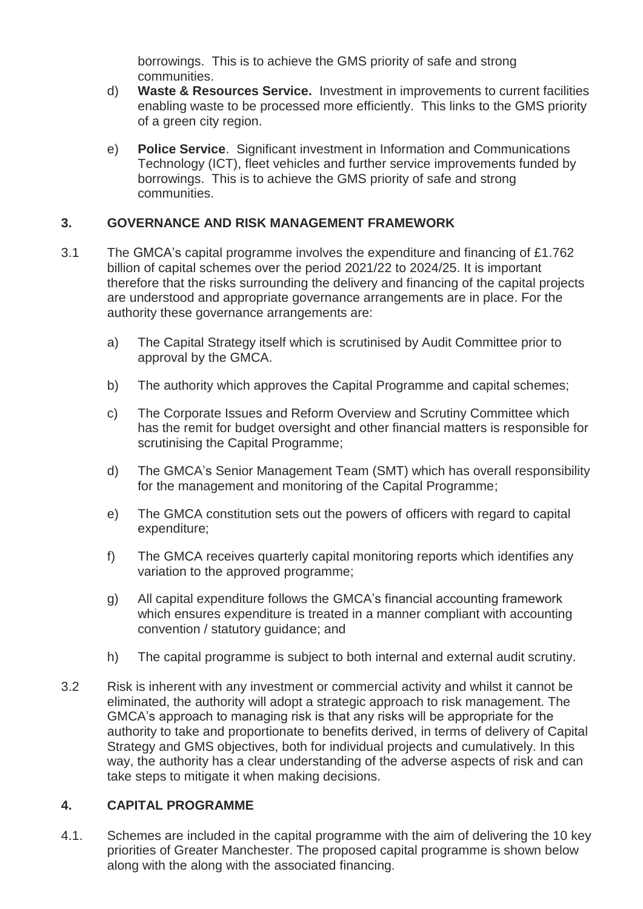borrowings. This is to achieve the GMS priority of safe and strong communities.

d) **Waste & Resources Service.** Investment in improvements to current facilities enabling waste to be processed more efficiently. This links to the GMS priority of a green city region.

e) **Police Service**. Significant investment in Information and Communications Technology (ICT), fleet vehicles and further service improvements funded by borrowings. This is to achieve the GMS priority of safe and strong communities.

## 3. GOVERNANCE AND RISK MANAGEMENT FRAMEWORK

3.1 The GMCA's capital programme involves the expenditure and financing of £1.762 billion of capital schemes over the period 2021/22 to 2024/25. It is important therefore that the risks surrounding the delivery and financing of the capital projects are understood and appropriate governance arrangements are in place. For the authority these governance arrangements are:

a) The Capital Strategy itself which is scrutinised by Audit Committee prior to approval by the GMCA.

b) The authority which approves the Capital Programme and capital schemes;

c) The Corporate Issues and Reform Overview and Scrutiny Committee which has the remit for budget oversight and other financial matters is responsible for scrutinising the Capital Programme;

d) The GMCA's Senior Management Team (SMT) which has overall responsibility for the management and monitoring of the Capital Programme;

e) The GMCA constitution sets out the powers of officers with regard to capital expenditure;

f) The GMCA receives quarterly capital monitoring reports which identifies any variation to the approved programme;

g) All capital expenditure follows the GMCA's financial accounting framework which ensures expenditure is treated in a manner compliant with accounting convention / statutory guidance; and

h) The capital programme is subject to both internal and external audit scrutiny.

3.2 Risk is inherent with any investment or commercial activity and whilst it cannot be eliminated, the authority will adopt a strategic approach to risk management. The GMCA's approach to managing risk is that any risks will be appropriate for the authority to take and proportionate to benefits derived, in terms of delivery of Capital Strategy and GMS objectives, both for individual projects and cumulatively. In this way, the authority has a clear understanding of the adverse aspects of risk and can take steps to mitigate it when making decisions.

## 4. CAPITAL PROGRAMME

4.1. Schemes are included in the capital programme with the aim of delivering the 10 key priorities of Greater Manchester. The proposed capital programme is shown below along with the along with the associated financing.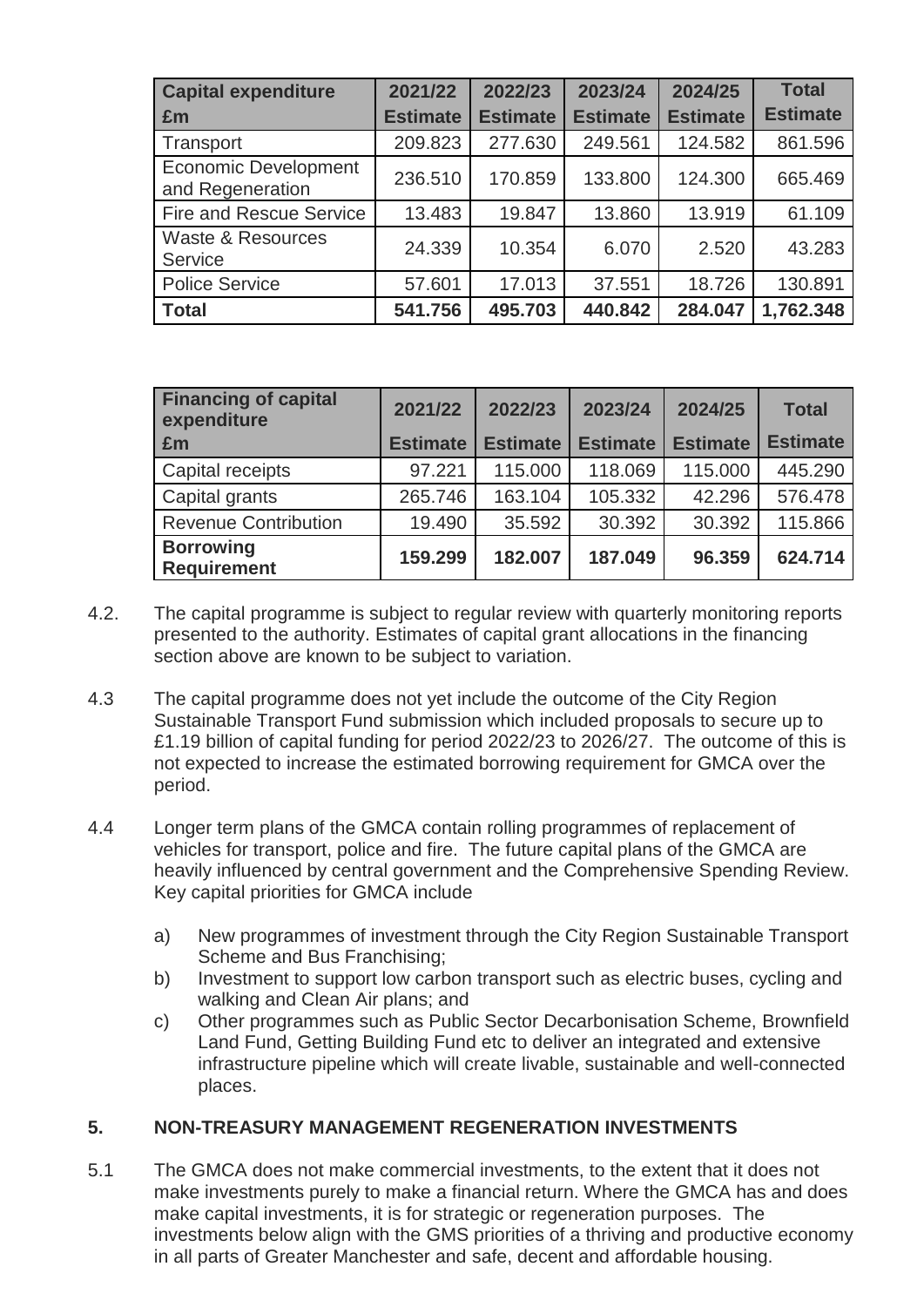| Capital expenditure £m | 2021/22 Estimate | 2022/23 Estimate | 2023/24 Estimate | 2024/25 Estimate | Total Estimate |
|---|---|---|---|---|---|
| Transport | 209.823 | 277.630 | 249.561 | 124.582 | 861.596 |
| Economic Development and Regeneration | 236.510 | 170.859 | 133.800 | 124.300 | 665.469 |
| Fire and Rescue Service | 13.483 | 19.847 | 13.860 | 13.919 | 61.109 |
| Waste & Resources Service | 24.339 | 10.354 | 6.070 | 2.520 | 43.283 |
| Police Service | 57.601 | 17.013 | 37.551 | 18.726 | 130.891 |
| **Total** | **541.756** | **495.703** | **440.842** | **284.047** | **1,762.348** |

| Financing of capital expenditure £m | 2021/22 Estimate | 2022/23 Estimate | 2023/24 Estimate | 2024/25 Estimate | Total Estimate |
|---|---|---|---|---|---|
| Capital receipts | 97.221 | 115.000 | 118.069 | 115.000 | 445.290 |
| Capital grants | 265.746 | 163.104 | 105.332 | 42.296 | 576.478 |
| Revenue Contribution | 19.490 | 35.592 | 30.392 | 30.392 | 115.866 |
| **Borrowing Requirement** | **159.299** | **182.007** | **187.049** | **96.359** | **624.714** |

4.2. The capital programme is subject to regular review with quarterly monitoring reports presented to the authority. Estimates of capital grant allocations in the financing section above are known to be subject to variation.

4.3 The capital programme does not yet include the outcome of the City Region Sustainable Transport Fund submission which included proposals to secure up to £1.19 billion of capital funding for period 2022/23 to 2026/27. The outcome of this is not expected to increase the estimated borrowing requirement for GMCA over the period.

4.4 Longer term plans of the GMCA contain rolling programmes of replacement of vehicles for transport, police and fire. The future capital plans of the GMCA are heavily influenced by central government and the Comprehensive Spending Review. Key capital priorities for GMCA include

a) New programmes of investment through the City Region Sustainable Transport Scheme and Bus Franchising;

b) Investment to support low carbon transport such as electric buses, cycling and walking and Clean Air plans; and

c) Other programmes such as Public Sector Decarbonisation Scheme, Brownfield Land Fund, Getting Building Fund etc to deliver an integrated and extensive infrastructure pipeline which will create livable, sustainable and well-connected places.

## 5. NON-TREASURY MANAGEMENT REGENERATION INVESTMENTS

5.1 The GMCA does not make commercial investments, to the extent that it does not make investments purely to make a financial return. Where the GMCA has and does make capital investments, it is for strategic or regeneration purposes. The investments below align with the GMS priorities of a thriving and productive economy in all parts of Greater Manchester and safe, decent and affordable housing.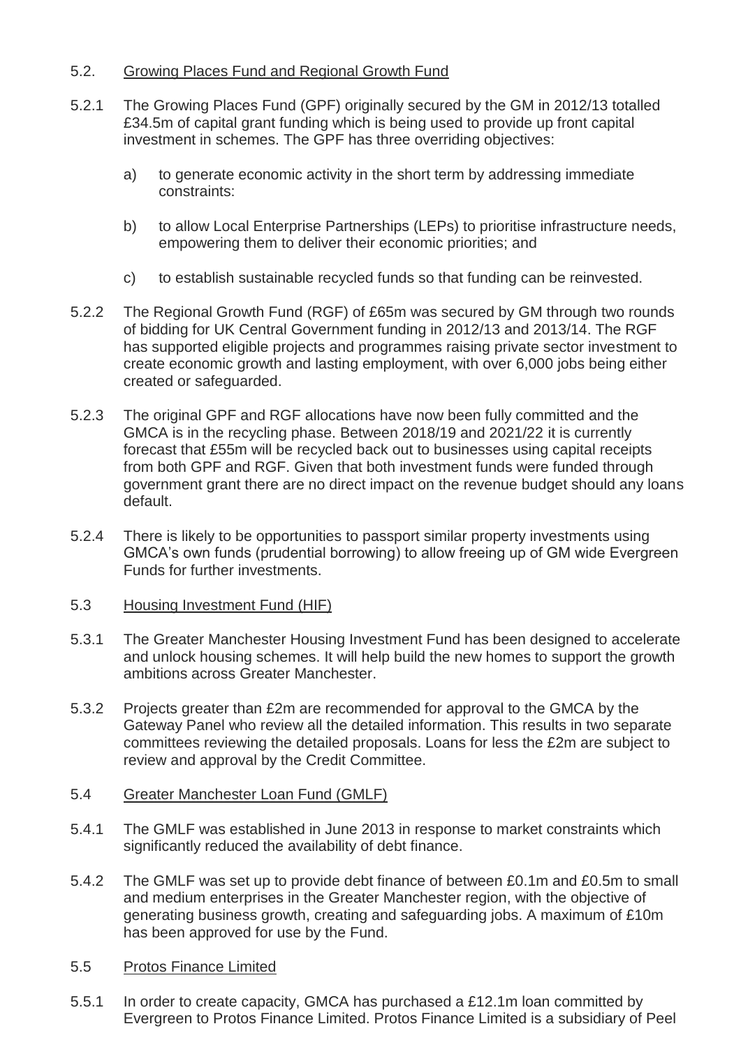5.2. <u>Growing Places Fund and Regional Growth Fund</u>

5.2.1 The Growing Places Fund (GPF) originally secured by the GM in 2012/13 totalled £34.5m of capital grant funding which is being used to provide up front capital investment in schemes. The GPF has three overriding objectives:

a) to generate economic activity in the short term by addressing immediate constraints:

b) to allow Local Enterprise Partnerships (LEPs) to prioritise infrastructure needs, empowering them to deliver their economic priorities; and

c) to establish sustainable recycled funds so that funding can be reinvested.

5.2.2 The Regional Growth Fund (RGF) of £65m was secured by GM through two rounds of bidding for UK Central Government funding in 2012/13 and 2013/14. The RGF has supported eligible projects and programmes raising private sector investment to create economic growth and lasting employment, with over 6,000 jobs being either created or safeguarded.

5.2.3 The original GPF and RGF allocations have now been fully committed and the GMCA is in the recycling phase. Between 2018/19 and 2021/22 it is currently forecast that £55m will be recycled back out to businesses using capital receipts from both GPF and RGF. Given that both investment funds were funded through government grant there are no direct impact on the revenue budget should any loans default.

5.2.4 There is likely to be opportunities to passport similar property investments using GMCA's own funds (prudential borrowing) to allow freeing up of GM wide Evergreen Funds for further investments.

5.3 <u>Housing Investment Fund (HIF)</u>

5.3.1 The Greater Manchester Housing Investment Fund has been designed to accelerate and unlock housing schemes. It will help build the new homes to support the growth ambitions across Greater Manchester.

5.3.2 Projects greater than £2m are recommended for approval to the GMCA by the Gateway Panel who review all the detailed information. This results in two separate committees reviewing the detailed proposals. Loans for less the £2m are subject to review and approval by the Credit Committee.

5.4 <u>Greater Manchester Loan Fund (GMLF)</u>

5.4.1 The GMLF was established in June 2013 in response to market constraints which significantly reduced the availability of debt finance.

5.4.2 The GMLF was set up to provide debt finance of between £0.1m and £0.5m to small and medium enterprises in the Greater Manchester region, with the objective of generating business growth, creating and safeguarding jobs. A maximum of £10m has been approved for use by the Fund.

5.5 <u>Protos Finance Limited</u>

5.5.1 In order to create capacity, GMCA has purchased a £12.1m loan committed by Evergreen to Protos Finance Limited. Protos Finance Limited is a subsidiary of Peel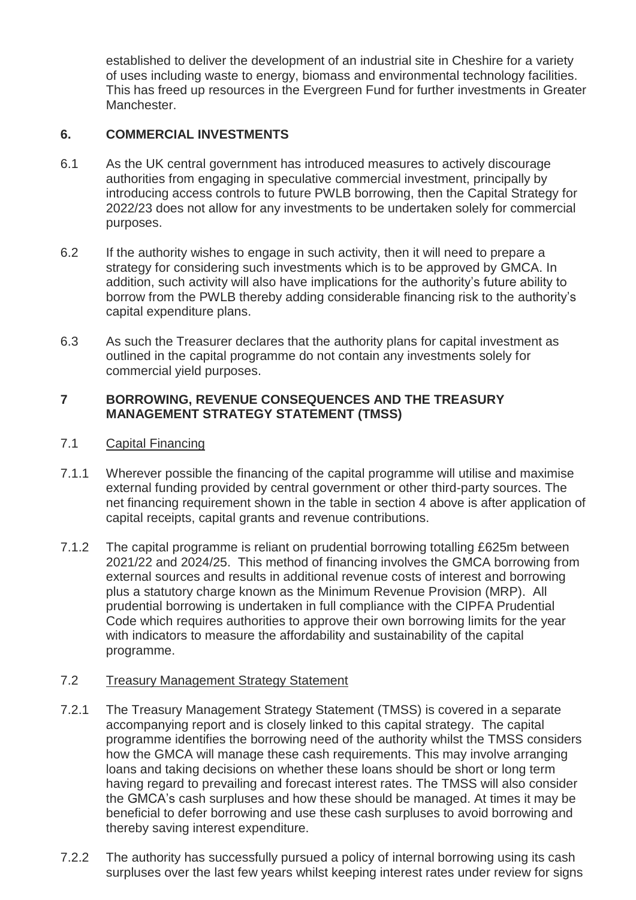established to deliver the development of an industrial site in Cheshire for a variety of uses including waste to energy, biomass and environmental technology facilities. This has freed up resources in the Evergreen Fund for further investments in Greater Manchester.

## 6. COMMERCIAL INVESTMENTS

6.1 As the UK central government has introduced measures to actively discourage authorities from engaging in speculative commercial investment, principally by introducing access controls to future PWLB borrowing, then the Capital Strategy for 2022/23 does not allow for any investments to be undertaken solely for commercial purposes.

6.2 If the authority wishes to engage in such activity, then it will need to prepare a strategy for considering such investments which is to be approved by GMCA. In addition, such activity will also have implications for the authority's future ability to borrow from the PWLB thereby adding considerable financing risk to the authority's capital expenditure plans.

6.3 As such the Treasurer declares that the authority plans for capital investment as outlined in the capital programme do not contain any investments solely for commercial yield purposes.

## 7 BORROWING, REVENUE CONSEQUENCES AND THE TREASURY MANAGEMENT STRATEGY STATEMENT (TMSS)

### 7.1 Capital Financing

7.1.1 Wherever possible the financing of the capital programme will utilise and maximise external funding provided by central government or other third-party sources. The net financing requirement shown in the table in section 4 above is after application of capital receipts, capital grants and revenue contributions.

7.1.2 The capital programme is reliant on prudential borrowing totalling £625m between 2021/22 and 2024/25. This method of financing involves the GMCA borrowing from external sources and results in additional revenue costs of interest and borrowing plus a statutory charge known as the Minimum Revenue Provision (MRP). All prudential borrowing is undertaken in full compliance with the CIPFA Prudential Code which requires authorities to approve their own borrowing limits for the year with indicators to measure the affordability and sustainability of the capital programme.

### 7.2 Treasury Management Strategy Statement

7.2.1 The Treasury Management Strategy Statement (TMSS) is covered in a separate accompanying report and is closely linked to this capital strategy. The capital programme identifies the borrowing need of the authority whilst the TMSS considers how the GMCA will manage these cash requirements. This may involve arranging loans and taking decisions on whether these loans should be short or long term having regard to prevailing and forecast interest rates. The TMSS will also consider the GMCA's cash surpluses and how these should be managed. At times it may be beneficial to defer borrowing and use these cash surpluses to avoid borrowing and thereby saving interest expenditure.

7.2.2 The authority has successfully pursued a policy of internal borrowing using its cash surpluses over the last few years whilst keeping interest rates under review for signs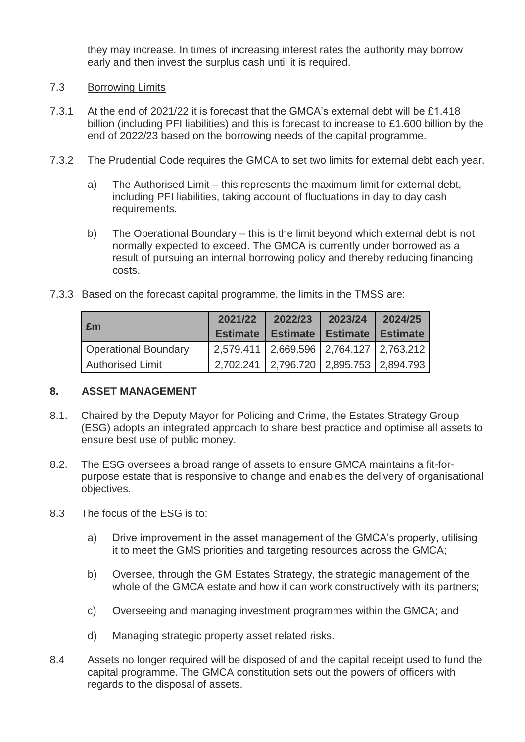they may increase. In times of increasing interest rates the authority may borrow early and then invest the surplus cash until it is required.

7.3 Borrowing Limits

7.3.1 At the end of 2021/22 it is forecast that the GMCA's external debt will be £1.418 billion (including PFI liabilities) and this is forecast to increase to £1.600 billion by the end of 2022/23 based on the borrowing needs of the capital programme.

7.3.2 The Prudential Code requires the GMCA to set two limits for external debt each year.

a) The Authorised Limit – this represents the maximum limit for external debt, including PFI liabilities, taking account of fluctuations in day to day cash requirements.

b) The Operational Boundary – this is the limit beyond which external debt is not normally expected to exceed. The GMCA is currently under borrowed as a result of pursuing an internal borrowing policy and thereby reducing financing costs.

7.3.3 Based on the forecast capital programme, the limits in the TMSS are:

| £m | 2021/22 Estimate | 2022/23 Estimate | 2023/24 Estimate | 2024/25 Estimate |
|---|---|---|---|---|
| Operational Boundary | 2,579.411 | 2,669.596 | 2,764.127 | 2,763.212 |
| Authorised Limit | 2,702.241 | 2,796.720 | 2,895.753 | 2,894.793 |

## 8. ASSET MANAGEMENT

8.1. Chaired by the Deputy Mayor for Policing and Crime, the Estates Strategy Group (ESG) adopts an integrated approach to share best practice and optimise all assets to ensure best use of public money.

8.2. The ESG oversees a broad range of assets to ensure GMCA maintains a fit-for-purpose estate that is responsive to change and enables the delivery of organisational objectives.

8.3 The focus of the ESG is to:

a) Drive improvement in the asset management of the GMCA's property, utilising it to meet the GMS priorities and targeting resources across the GMCA;

b) Oversee, through the GM Estates Strategy, the strategic management of the whole of the GMCA estate and how it can work constructively with its partners;

c) Overseeing and managing investment programmes within the GMCA; and

d) Managing strategic property asset related risks.

8.4 Assets no longer required will be disposed of and the capital receipt used to fund the capital programme. The GMCA constitution sets out the powers of officers with regards to the disposal of assets.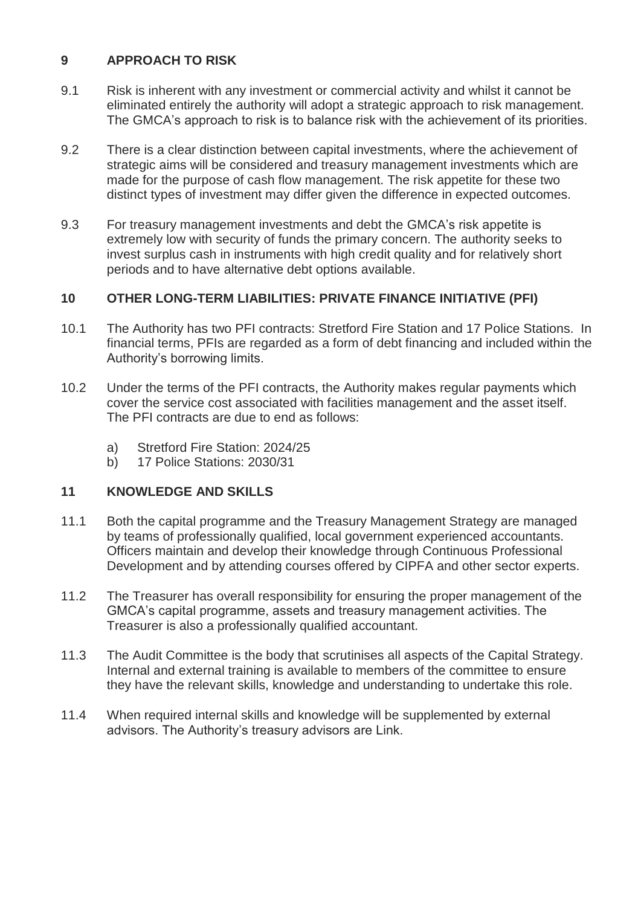## 9 APPROACH TO RISK

9.1 Risk is inherent with any investment or commercial activity and whilst it cannot be eliminated entirely the authority will adopt a strategic approach to risk management. The GMCA's approach to risk is to balance risk with the achievement of its priorities.

9.2 There is a clear distinction between capital investments, where the achievement of strategic aims will be considered and treasury management investments which are made for the purpose of cash flow management. The risk appetite for these two distinct types of investment may differ given the difference in expected outcomes.

9.3 For treasury management investments and debt the GMCA's risk appetite is extremely low with security of funds the primary concern. The authority seeks to invest surplus cash in instruments with high credit quality and for relatively short periods and to have alternative debt options available.

## 10 OTHER LONG-TERM LIABILITIES: PRIVATE FINANCE INITIATIVE (PFI)

10.1 The Authority has two PFI contracts: Stretford Fire Station and 17 Police Stations. In financial terms, PFIs are regarded as a form of debt financing and included within the Authority's borrowing limits.

10.2 Under the terms of the PFI contracts, the Authority makes regular payments which cover the service cost associated with facilities management and the asset itself. The PFI contracts are due to end as follows:

a) Stretford Fire Station: 2024/25
b) 17 Police Stations: 2030/31

## 11 KNOWLEDGE AND SKILLS

11.1 Both the capital programme and the Treasury Management Strategy are managed by teams of professionally qualified, local government experienced accountants. Officers maintain and develop their knowledge through Continuous Professional Development and by attending courses offered by CIPFA and other sector experts.

11.2 The Treasurer has overall responsibility for ensuring the proper management of the GMCA's capital programme, assets and treasury management activities. The Treasurer is also a professionally qualified accountant.

11.3 The Audit Committee is the body that scrutinises all aspects of the Capital Strategy. Internal and external training is available to members of the committee to ensure they have the relevant skills, knowledge and understanding to undertake this role.

11.4 When required internal skills and knowledge will be supplemented by external advisors. The Authority's treasury advisors are Link.